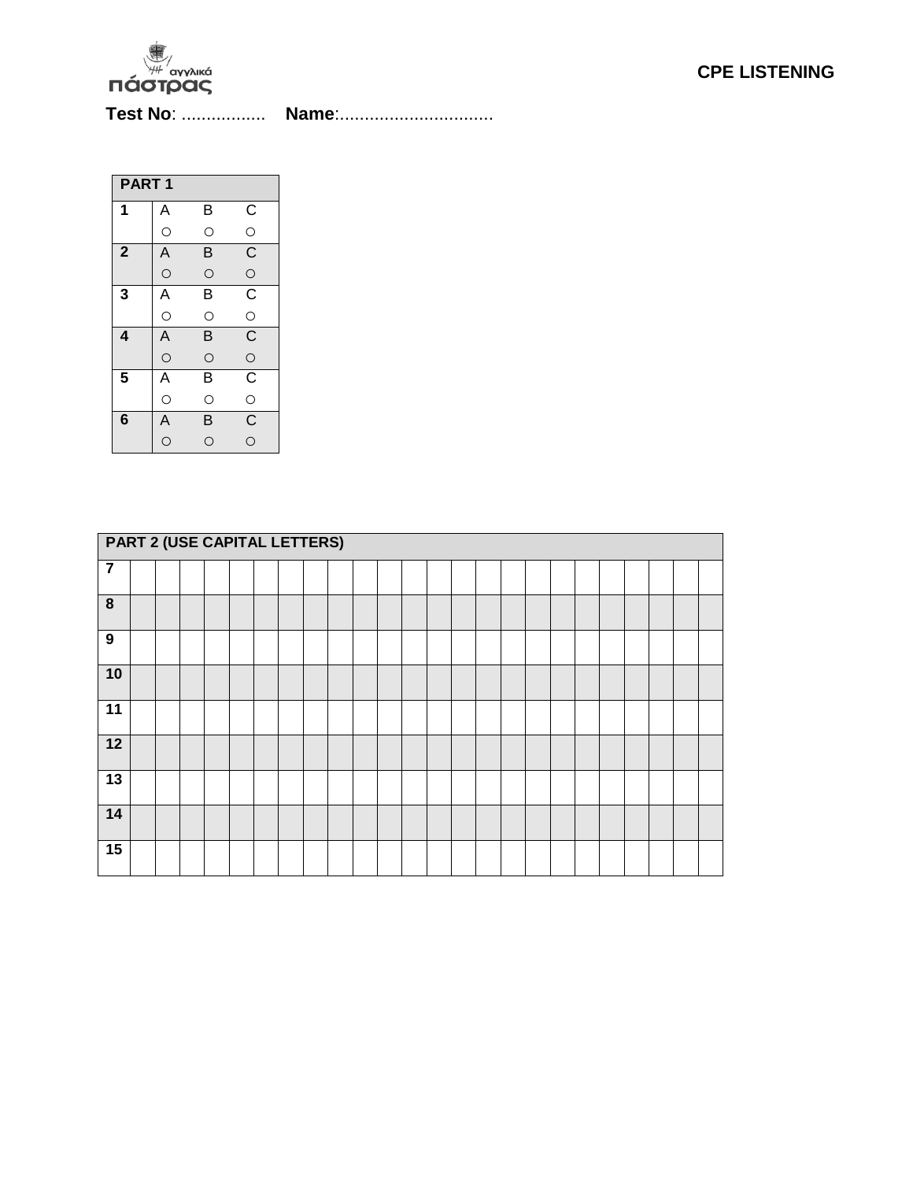αγγλικά πάστρας

**CPE LISTENING**

**Test No**: .................   **Name**:................................

| PART 1 | | | |
|---|---|---|---|
| **1** | A ○ | B ○ | C ○ |
| **2** | A ○ | B ○ | C ○ |
| **3** | A ○ | B ○ | C ○ |
| **4** | A ○ | B ○ | C ○ |
| **5** | A ○ | B ○ | C ○ |
| **6** | A ○ | B ○ | C ○ |

| PART 2 (USE CAPITAL LETTERS) | | | | | | | | | | | | | | | | | | | | | | | | |
|---|---|---|---|---|---|---|---|---|---|---|---|---|---|---|---|---|---|---|---|---|---|---|---|---|
| **7** | | | | | | | | | | | | | | | | | | | | | | | | |
| **8** | | | | | | | | | | | | | | | | | | | | | | | | |
| **9** | | | | | | | | | | | | | | | | | | | | | | | | |
| **10** | | | | | | | | | | | | | | | | | | | | | | | | |
| **11** | | | | | | | | | | | | | | | | | | | | | | | | |
| **12** | | | | | | | | | | | | | | | | | | | | | | | | |
| **13** | | | | | | | | | | | | | | | | | | | | | | | | |
| **14** | | | | | | | | | | | | | | | | | | | | | | | | |
| **15** | | | | | | | | | | | | | | | | | | | | | | | | |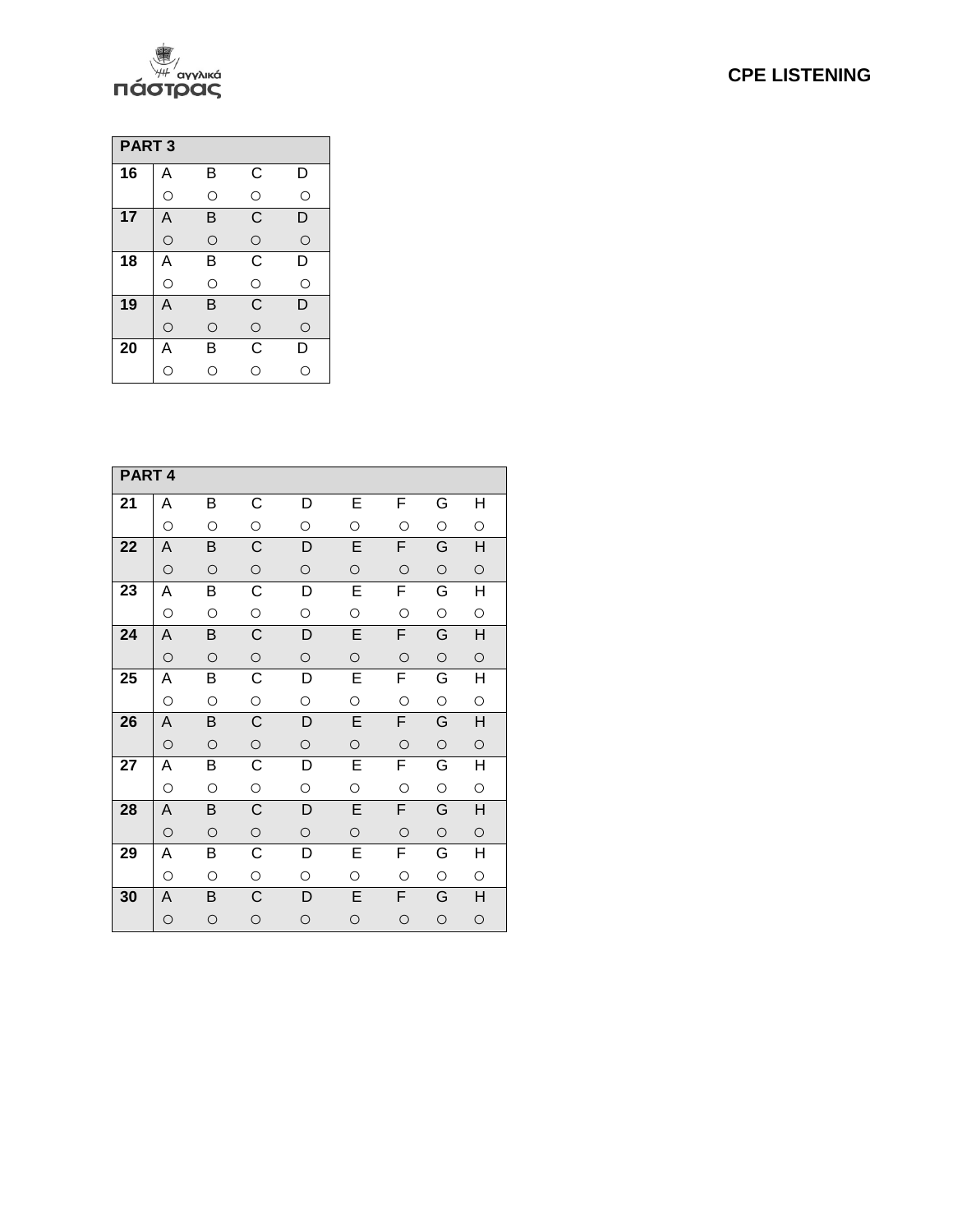**CPE LISTENING**

| PART 3 | | | | |
|---|---|---|---|---|
| **16** | A | B | C | D |
| | ○ | ○ | ○ | ○ |
| **17** | A | B | C | D |
| | ○ | ○ | ○ | ○ |
| **18** | A | B | C | D |
| | ○ | ○ | ○ | ○ |
| **19** | A | B | C | D |
| | ○ | ○ | ○ | ○ |
| **20** | A | B | C | D |
| | ○ | ○ | ○ | ○ |

| PART 4 | | | | | | | | |
|---|---|---|---|---|---|---|---|---|
| **21** | A | B | C | D | E | F | G | H |
| | ○ | ○ | ○ | ○ | ○ | ○ | ○ | ○ |
| **22** | A | B | C | D | E | F | G | H |
| | ○ | ○ | ○ | ○ | ○ | ○ | ○ | ○ |
| **23** | A | B | C | D | E | F | G | H |
| | ○ | ○ | ○ | ○ | ○ | ○ | ○ | ○ |
| **24** | A | B | C | D | E | F | G | H |
| | ○ | ○ | ○ | ○ | ○ | ○ | ○ | ○ |
| **25** | A | B | C | D | E | F | G | H |
| | ○ | ○ | ○ | ○ | ○ | ○ | ○ | ○ |
| **26** | A | B | C | D | E | F | G | H |
| | ○ | ○ | ○ | ○ | ○ | ○ | ○ | ○ |
| **27** | A | B | C | D | E | F | G | H |
| | ○ | ○ | ○ | ○ | ○ | ○ | ○ | ○ |
| **28** | A | B | C | D | E | F | G | H |
| | ○ | ○ | ○ | ○ | ○ | ○ | ○ | ○ |
| **29** | A | B | C | D | E | F | G | H |
| | ○ | ○ | ○ | ○ | ○ | ○ | ○ | ○ |
| **30** | A | B | C | D | E | F | G | H |
| | ○ | ○ | ○ | ○ | ○ | ○ | ○ | ○ |